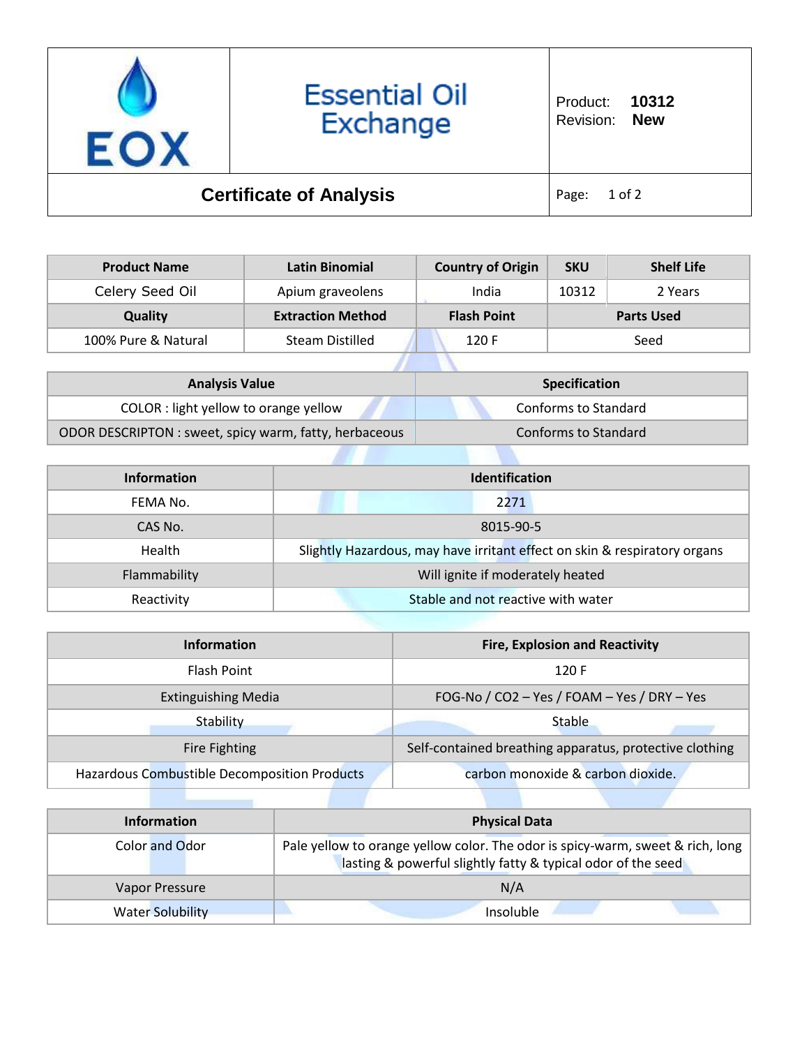# Essential Oil Exchange

Product: **10312**
Revision: **New**

## Certificate of Analysis

| Product Name | Latin Binomial | Country of Origin | SKU | Shelf Life |
|---|---|---|---|---|
| Celery Seed Oil | Apium graveolens | India | 10312 | 2 Years |
| **Quality** | **Extraction Method** | **Flash Point** | **Parts Used** | |
| 100% Pure & Natural | Steam Distilled | 120 F | Seed | |

| Analysis Value | Specification |
|---|---|
| COLOR : light yellow to orange yellow | Conforms to Standard |
| ODOR DESCRIPTON : sweet, spicy warm, fatty, herbaceous | Conforms to Standard |

| Information | Identification |
|---|---|
| FEMA No. | 2271 |
| CAS No. | 8015-90-5 |
| Health | Slightly Hazardous, may have irritant effect on skin & respiratory organs |
| Flammability | Will ignite if moderately heated |
| Reactivity | Stable and not reactive with water |

| Information | Fire, Explosion and Reactivity |
|---|---|
| Flash Point | 120 F |
| Extinguishing Media | FOG-No / CO2 – Yes / FOAM – Yes / DRY – Yes |
| Stability | Stable |
| Fire Fighting | Self-contained breathing apparatus, protective clothing |
| Hazardous Combustible Decomposition Products | carbon monoxide & carbon dioxide. |

| Information | Physical Data |
|---|---|
| Color and Odor | Pale yellow to orange yellow color. The odor is spicy-warm, sweet & rich, long lasting & powerful slightly fatty & typical odor of the seed |
| Vapor Pressure | N/A |
| Water Solubility | Insoluble |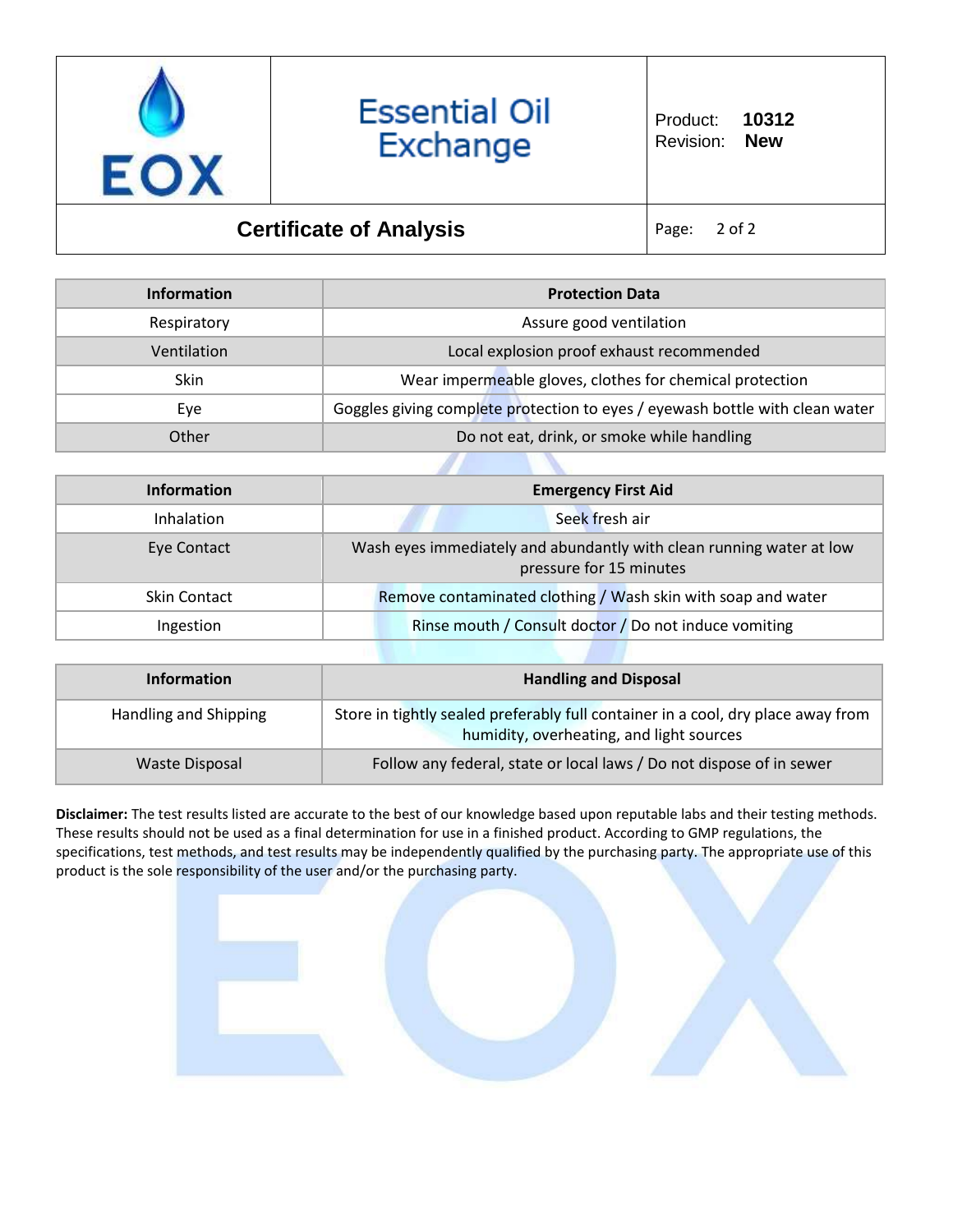| Information | Protection Data |
| --- | --- |
| Respiratory | Assure good ventilation |
| Ventilation | Local explosion proof exhaust recommended |
| Skin | Wear impermeable gloves, clothes for chemical protection |
| Eye | Goggles giving complete protection to eyes / eyewash bottle with clean water |
| Other | Do not eat, drink, or smoke while handling |

| Information | Emergency First Aid |
| --- | --- |
| Inhalation | Seek fresh air |
| Eye Contact | Wash eyes immediately and abundantly with clean running water at low pressure for 15 minutes |
| Skin Contact | Remove contaminated clothing / Wash skin with soap and water |
| Ingestion | Rinse mouth / Consult doctor / Do not induce vomiting |

| Information | Handling and Disposal |
| --- | --- |
| Handling and Shipping | Store in tightly sealed preferably full container in a cool, dry place away from humidity, overheating, and light sources |
| Waste Disposal | Follow any federal, state or local laws / Do not dispose of in sewer |

**Disclaimer:** The test results listed are accurate to the best of our knowledge based upon reputable labs and their testing methods. These results should not be used as a final determination for use in a finished product. According to GMP regulations, the specifications, test methods, and test results may be independently qualified by the purchasing party. The appropriate use of this product is the sole responsibility of the user and/or the purchasing party.